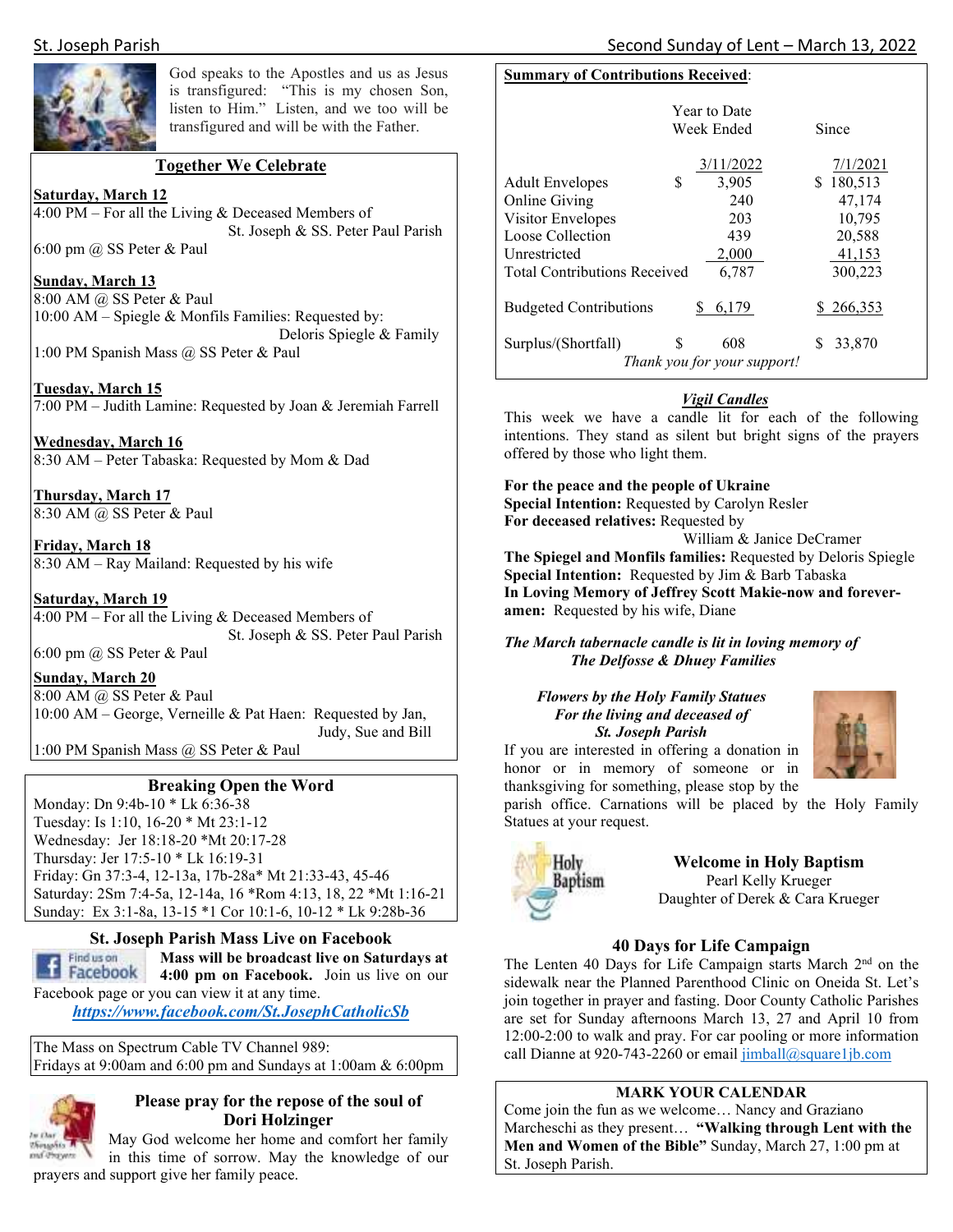God speaks to the Apostles and us as Jesus is transfigured: "This is my chosen Son, listen to Him." Listen, and we too will be transfigured and will be with the Father.

## Together We Celebrate

**Saturday, March 12**
4:00 PM – For all the Living & Deceased Members of St. Joseph & SS. Peter Paul Parish
6:00 pm @ SS Peter & Paul

**Sunday, March 13**
8:00 AM @ SS Peter & Paul
10:00 AM – Spiegle & Monfils Families: Requested by: Deloris Spiegle & Family
1:00 PM Spanish Mass @ SS Peter & Paul

**Tuesday, March 15**
7:00 PM – Judith Lamine: Requested by Joan & Jeremiah Farrell

**Wednesday, March 16**
8:30 AM – Peter Tabaska: Requested by Mom & Dad

**Thursday, March 17**
8:30 AM @ SS Peter & Paul

**Friday, March 18**
8:30 AM – Ray Mailand: Requested by his wife

**Saturday, March 19**
4:00 PM – For all the Living & Deceased Members of St. Joseph & SS. Peter Paul Parish
6:00 pm @ SS Peter & Paul

**Sunday, March 20**
8:00 AM @ SS Peter & Paul
10:00 AM – George, Verneille & Pat Haen: Requested by Jan, Judy, Sue and Bill
1:00 PM Spanish Mass @ SS Peter & Paul

## Breaking Open the Word

Monday: Dn 9:4b-10 * Lk 6:36-38
Tuesday: Is 1:10, 16-20 * Mt 23:1-12
Wednesday: Jer 18:18-20 *Mt 20:17-28
Thursday: Jer 17:5-10 * Lk 16:19-31
Friday: Gn 37:3-4, 12-13a, 17b-28a* Mt 21:33-43, 45-46
Saturday: 2Sm 7:4-5a, 12-14a, 16 *Rom 4:13, 18, 22 *Mt 1:16-21
Sunday: Ex 3:1-8a, 13-15 *1 Cor 10:1-6, 10-12 * Lk 9:28b-36

## St. Joseph Parish Mass Live on Facebook

**Mass will be broadcast live on Saturdays at 4:00 pm on Facebook.** Join us live on our Facebook page or you can view it at any time.

***https://www.facebook.com/St.JosephCatholicSb***

The Mass on Spectrum Cable TV Channel 989:
Fridays at 9:00am and 6:00 pm and Sundays at 1:00am & 6:00pm

### Please pray for the repose of the soul of Dori Holzinger

May God welcome her home and comfort her family in this time of sorrow. May the knowledge of our prayers and support give her family peace.

**Summary of Contributions Received**:

| | Year to Date Week Ended 3/11/2022 | Since 7/1/2021 |
|---|---|---|
| Adult Envelopes | $ 3,905 | $ 180,513 |
| Online Giving | 240 | 47,174 |
| Visitor Envelopes | 203 | 10,795 |
| Loose Collection | 439 | 20,588 |
| Unrestricted | 2,000 | 41,153 |
| Total Contributions Received | 6,787 | 300,223 |
| Budgeted Contributions | $ 6,179 | $ 266,353 |
| Surplus/(Shortfall) | $ 608 | $ 33,870 |

*Thank you for your support!*

## *Vigil Candles*

This week we have a candle lit for each of the following intentions. They stand as silent but bright signs of the prayers offered by those who light them.

**For the peace and the people of Ukraine**
**Special Intention:** Requested by Carolyn Resler
**For deceased relatives:** Requested by William & Janice DeCramer
**The Spiegel and Monfils families:** Requested by Deloris Spiegle
**Special Intention:** Requested by Jim & Barb Tabaska
**In Loving Memory of Jeffrey Scott Makie-now and forever-amen:** Requested by his wife, Diane

***The March tabernacle candle is lit in loving memory of The Delfosse & Dhuey Families***

***Flowers by the Holy Family Statues For the living and deceased of St. Joseph Parish***

If you are interested in offering a donation in honor or in memory of someone or in thanksgiving for something, please stop by the parish office. Carnations will be placed by the Holy Family Statues at your request.

### Welcome in Holy Baptism

Pearl Kelly Krueger
Daughter of Derek & Cara Krueger

### 40 Days for Life Campaign

The Lenten 40 Days for Life Campaign starts March 2nd on the sidewalk near the Planned Parenthood Clinic on Oneida St. Let's join together in prayer and fasting. Door County Catholic Parishes are set for Sunday afternoons March 13, 27 and April 10 from 12:00-2:00 to walk and pray. For car pooling or more information call Dianne at 920-743-2260 or email jimball@square1jb.com

### MARK YOUR CALENDAR

Come join the fun as we welcome… Nancy and Graziano Marcheschi as they present… **"Walking through Lent with the Men and Women of the Bible"** Sunday, March 27, 1:00 pm at St. Joseph Parish.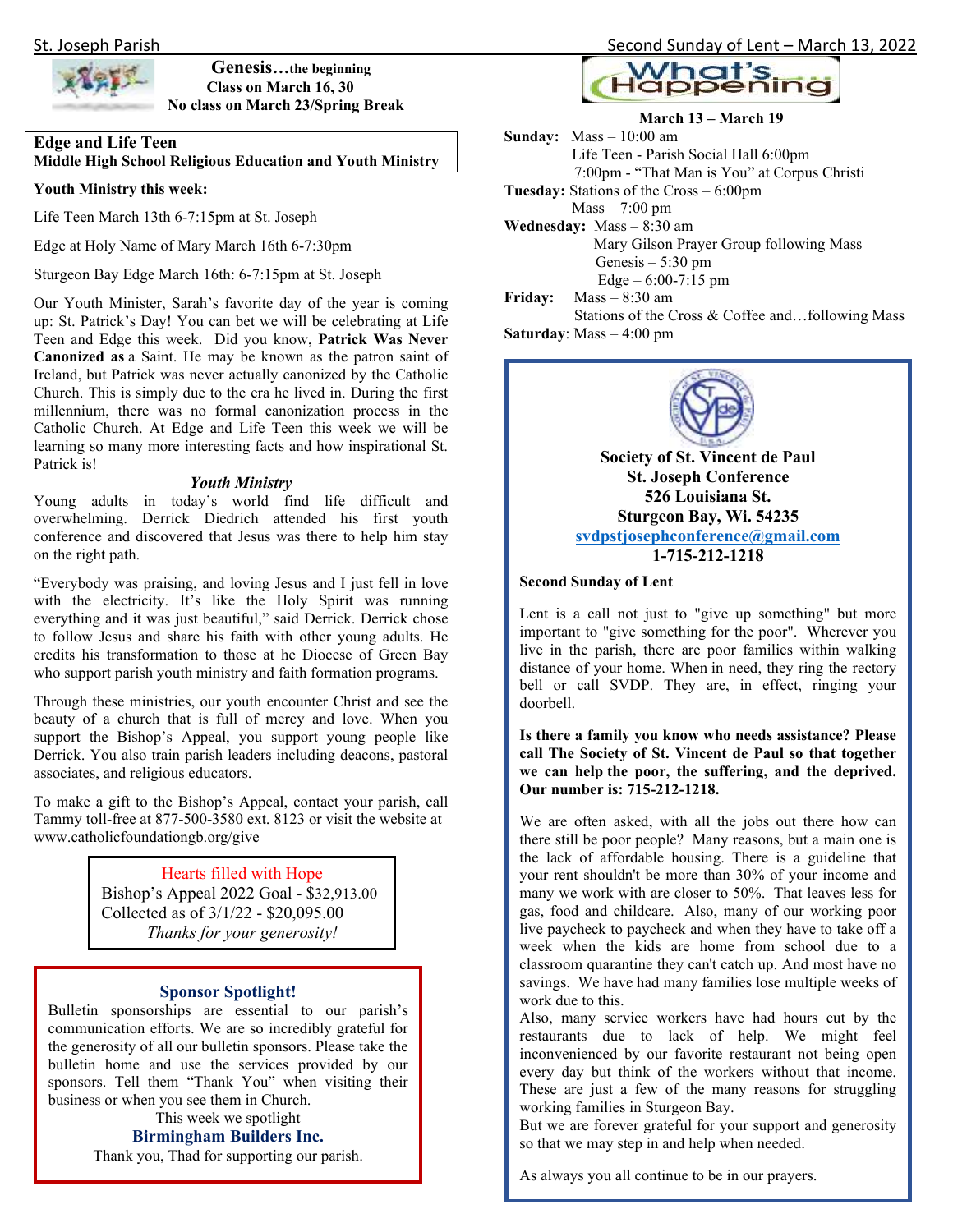**Genesis…the beginning**
**Class on March 16, 30**
**No class on March 23/Spring Break**

## Edge and Life Teen
**Middle High School Religious Education and Youth Ministry**

**Youth Ministry this week:**

Life Teen March 13th 6-7:15pm at St. Joseph

Edge at Holy Name of Mary March 16th 6-7:30pm

Sturgeon Bay Edge March 16th: 6-7:15pm at St. Joseph

Our Youth Minister, Sarah's favorite day of the year is coming up: St. Patrick's Day! You can bet we will be celebrating at Life Teen and Edge this week. Did you know, **Patrick Was Never Canonized as** a Saint. He may be known as the patron saint of Ireland, but Patrick was never actually canonized by the Catholic Church. This is simply due to the era he lived in. During the first millennium, there was no formal canonization process in the Catholic Church. At Edge and Life Teen this week we will be learning so many more interesting facts and how inspirational St. Patrick is!

***Youth Ministry***

Young adults in today's world find life difficult and overwhelming. Derrick Diedrich attended his first youth conference and discovered that Jesus was there to help him stay on the right path.

"Everybody was praising, and loving Jesus and I just fell in love with the electricity. It's like the Holy Spirit was running everything and it was just beautiful," said Derrick. Derrick chose to follow Jesus and share his faith with other young adults. He credits his transformation to those at he Diocese of Green Bay who support parish youth ministry and faith formation programs.

Through these ministries, our youth encounter Christ and see the beauty of a church that is full of mercy and love. When you support the Bishop's Appeal, you support young people like Derrick. You also train parish leaders including deacons, pastoral associates, and religious educators.

To make a gift to the Bishop's Appeal, contact your parish, call Tammy toll-free at 877-500-3580 ext. 8123 or visit the website at www.catholicfoundationgb.org/give

Hearts filled with Hope
Bishop's Appeal 2022 Goal - $32,913.00
Collected as of 3/1/22 - $20,095.00
*Thanks for your generosity!*

### Sponsor Spotlight!

Bulletin sponsorships are essential to our parish's communication efforts. We are so incredibly grateful for the generosity of all our bulletin sponsors. Please take the bulletin home and use the services provided by our sponsors. Tell them "Thank You" when visiting their business or when you see them in Church.

This week we spotlight
**Birmingham Builders Inc.**
Thank you, Thad for supporting our parish.

## What's Happening

**March 13 – March 19**

**Sunday:** Mass – 10:00 am
Life Teen - Parish Social Hall 6:00pm
7:00pm - "That Man is You" at Corpus Christi

**Tuesday:** Stations of the Cross – 6:00pm
Mass – 7:00 pm

**Wednesday:** Mass – 8:30 am
Mary Gilson Prayer Group following Mass
Genesis – 5:30 pm
Edge – 6:00-7:15 pm

**Friday:** Mass – 8:30 am
Stations of the Cross & Coffee and…following Mass

**Saturday**: Mass – 4:00 pm

**Society of St. Vincent de Paul**
**St. Joseph Conference**
**526 Louisiana St.**
**Sturgeon Bay, Wi. 54235**
**svdpstjosephconference@gmail.com**
**1-715-212-1218**

**Second Sunday of Lent**

Lent is a call not just to "give up something" but more important to "give something for the poor". Wherever you live in the parish, there are poor families within walking distance of your home. When in need, they ring the rectory bell or call SVDP. They are, in effect, ringing your doorbell.

**Is there a family you know who needs assistance? Please call The Society of St. Vincent de Paul so that together we can help the poor, the suffering, and the deprived. Our number is: 715-212-1218.**

We are often asked, with all the jobs out there how can there still be poor people? Many reasons, but a main one is the lack of affordable housing. There is a guideline that your rent shouldn't be more than 30% of your income and many we work with are closer to 50%. That leaves less for gas, food and childcare. Also, many of our working poor live paycheck to paycheck and when they have to take off a week when the kids are home from school due to a classroom quarantine they can't catch up. And most have no savings. We have had many families lose multiple weeks of work due to this.
Also, many service workers have had hours cut by the restaurants due to lack of help. We might feel inconvenienced by our favorite restaurant not being open every day but think of the workers without that income. These are just a few of the many reasons for struggling working families in Sturgeon Bay.
But we are forever grateful for your support and generosity so that we may step in and help when needed.

As always you all continue to be in our prayers.